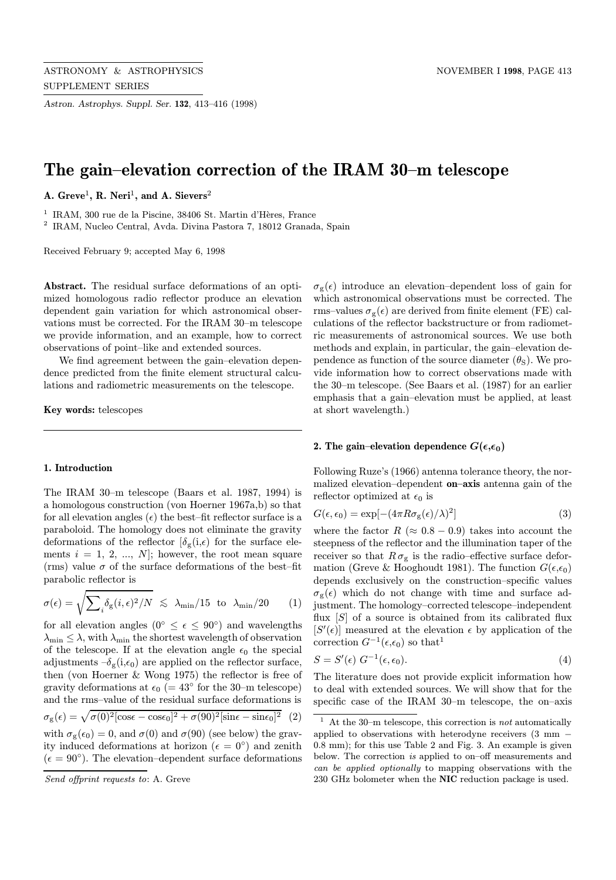# The gain–elevation correction of the IRAM 30–m telescope

**A. Greve**[1], **R. Neri**[1], **and A. Sievers**[2]

[1] IRAM, 300 rue de la Piscine, 38406 St. Martin d'Hères, France

[2] IRAM, Nucleo Central, Avda. Divina Pastora 7, 18012 Granada, Spain

Received February 9; accepted May 6, 1998

**Abstract.** The residual surface deformations of an optimized homologous radio reflector produce an elevation dependent gain variation for which astronomical observations must be corrected. For the IRAM 30–m telescope we provide information, and an example, how to correct observations of point–like and extended sources.

We find agreement between the gain–elevation dependence predicted from the finite element structural calculations and radiometric measurements on the telescope.

**Key words:** telescopes

## 1. Introduction

The IRAM 30–m telescope (Baars et al. 1987, 1994) is a homologous construction (von Hoerner 1967a,b) so that for all elevation angles ($\epsilon$) the best–fit reflector surface is a paraboloid. The homology does not eliminate the gravity deformations of the reflector [$\delta_{\rm g}$(i,$\epsilon$) for the surface elements $i$ = 1, 2, ..., $N$]; however, the root mean square (rms) value $\sigma$ of the surface deformations of the best–fit parabolic reflector is

$$\sigma(\epsilon) = \sqrt{\sum\nolimits_i \delta_{\rm g}(i,\epsilon)^2/N} \;\lesssim\; \lambda_{\rm min}/15 \;\;\text{to}\;\; \lambda_{\rm min}/20 \qquad (1)$$

for all elevation angles ($0^\circ \leq \epsilon \leq 90^\circ$) and wavelengths $\lambda_{\rm min} \leq \lambda$, with $\lambda_{\rm min}$ the shortest wavelength of observation of the telescope. If at the elevation angle $\epsilon_0$ the special adjustments $-\delta_{\rm g}$(i,$\epsilon_0$) are applied on the reflector surface, then (von Hoerner & Wong 1975) the reflector is free of gravity deformations at $\epsilon_0$ (= 43° for the 30–m telescope) and the rms–value of the residual surface deformations is

$$\sigma_{\rm g}(\epsilon) = \sqrt{\sigma(0)^2[\cos\epsilon - \cos\epsilon_0]^2 + \sigma(90)^2[\sin\epsilon - \sin\epsilon_0]^2} \quad (2)$$

with $\sigma_{\rm g}(\epsilon_0) = 0$, and $\sigma(0)$ and $\sigma(90)$ (see below) the gravity induced deformations at horizon ($\epsilon = 0^\circ$) and zenith ($\epsilon = 90^\circ$). The elevation–dependent surface deformations $\sigma_{\rm g}(\epsilon)$ introduce an elevation–dependent loss of gain for which astronomical observations must be corrected. The rms–values $\sigma_{\rm g}(\epsilon)$ are derived from finite element (FE) calculations of the reflector backstructure or from radiometric measurements of astronomical sources. We use both methods and explain, in particular, the gain–elevation dependence as function of the source diameter ($\theta_{\rm S}$). We provide information how to correct observations made with the 30–m telescope. (See Baars et al. (1987) for an earlier emphasis that a gain–elevation must be applied, at least at short wavelength.)

## 2. The gain–elevation dependence $G(\epsilon,\epsilon_0)$

Following Ruze's (1966) antenna tolerance theory, the normalized elevation–dependent **on–axis** antenna gain of the reflector optimized at $\epsilon_0$ is

$$G(\epsilon, \epsilon_0) = \exp[-(4\pi R\sigma_{\rm g}(\epsilon)/\lambda)^2] \qquad (3)$$

where the factor $R$ ($\approx 0.8 - 0.9$) takes into account the steepness of the reflector and the illumination taper of the receiver so that $R\,\sigma_{\rm g}$ is the radio–effective surface deformation (Greve & Hooghoudt 1981). The function $G(\epsilon,\epsilon_0)$ depends exclusively on the construction–specific values $\sigma_{\rm g}(\epsilon)$ which do not change with time and surface adjustment. The homology–corrected telescope–independent flux [$S$] of a source is obtained from its calibrated flux [$S'(\epsilon)$] measured at the elevation $\epsilon$ by application of the correction $G^{-1}(\epsilon,\epsilon_0)$ so that[1]

$$S = S'(\epsilon)\; G^{-1}(\epsilon, \epsilon_0). \qquad (4)$$

The literature does not provide explicit information how to deal with extended sources. We will show that for the specific case of the IRAM 30–m telescope, the on–axis

[1] At the 30–m telescope, this correction is *not* automatically applied to observations with heterodyne receivers (3 mm − 0.8 mm); for this use Table 2 and Fig. 3. An example is given below. The correction *is* applied to on–off measurements and *can be applied optionally* to mapping observations with the 230 GHz bolometer when the **NIC** reduction package is used.

*Send offprint requests to*: A. Greve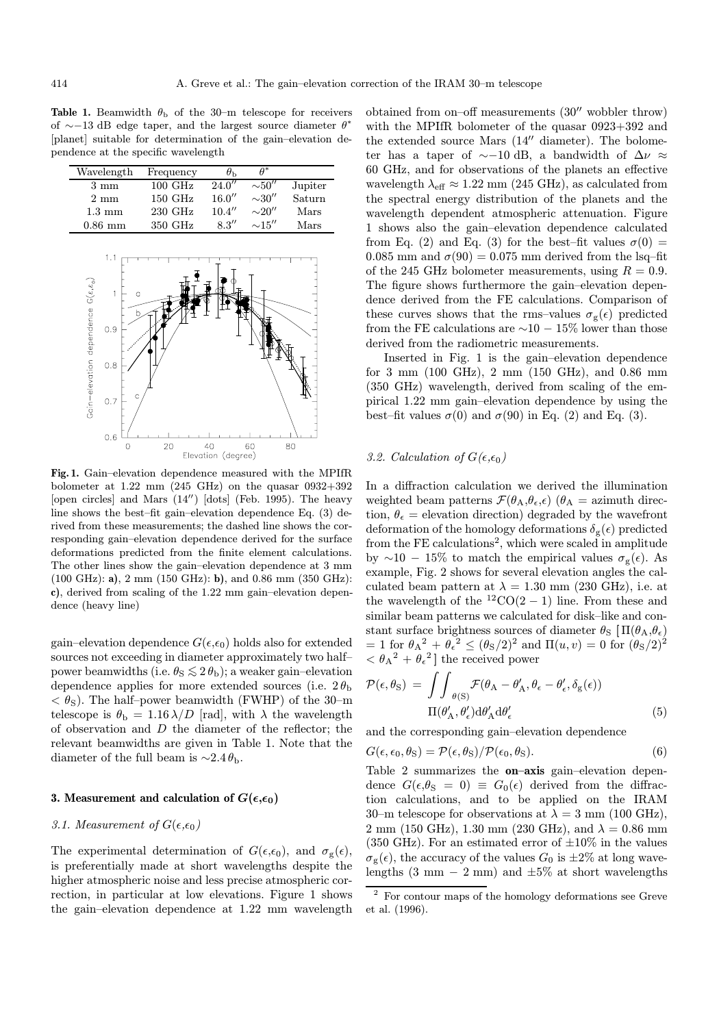**Table 1.** Beamwidth $\theta_b$ of the 30–m telescope for receivers of $\sim -13$ dB edge taper, and the largest source diameter $\theta^*$ [planet] suitable for determination of the gain–elevation dependence at the specific wavelength

| Wavelength | Frequency | $\theta_b$ | $\theta^*$ | |
|---|---|---|---|---|
| 3 mm | 100 GHz | $24.0''$ | $\sim 50''$ | Jupiter |
| 2 mm | 150 GHz | $16.0''$ | $\sim 30''$ | Saturn |
| 1.3 mm | 230 GHz | $10.4''$ | $\sim 20''$ | Mars |
| 0.86 mm | 350 GHz | $8.3''$ | $\sim 15''$ | Mars |

**Fig. 1.** Gain–elevation dependence measured with the MPIfR bolometer at 1.22 mm (245 GHz) on the quasar 0932+392 [open circles] and Mars ($14''$) [dots] (Feb. 1995). The heavy line shows the best–fit gain–elevation dependence Eq. (3) derived from these measurements; the dashed line shows the corresponding gain–elevation dependence derived for the surface deformations predicted from the finite element calculations. The other lines show the gain–elevation dependence at 3 mm (100 GHz): **a)**, 2 mm (150 GHz): **b)**, and 0.86 mm (350 GHz): **c)**, derived from scaling of the 1.22 mm gain–elevation dependence (heavy line)

gain–elevation dependence $G(\epsilon,\epsilon_0)$ holds also for extended sources not exceeding in diameter approximately two half–power beamwidths (i.e. $\theta_S \lesssim 2\,\theta_b$); a weaker gain–elevation dependence applies for more extended sources (i.e. $2\,\theta_b < \theta_S$). The half–power beamwidth (FWHP) of the 30–m telescope is $\theta_b = 1.16\,\lambda/D$ [rad], with $\lambda$ the wavelength of observation and $D$ the diameter of the reflector; the relevant beamwidths are given in Table 1. Note that the diameter of the full beam is $\sim 2.4\,\theta_b$.

## 3. Measurement and calculation of $G(\epsilon,\epsilon_0)$

### 3.1. Measurement of $G(\epsilon,\epsilon_0)$

The experimental determination of $G(\epsilon,\epsilon_0)$, and $\sigma_g(\epsilon)$, is preferentially made at short wavelengths despite the higher atmospheric noise and less precise atmospheric correction, in particular at low elevations. Figure 1 shows the gain–elevation dependence at 1.22 mm wavelength obtained from on–off measurements ($30''$ wobbler throw) with the MPIfR bolometer of the quasar 0923+392 and the extended source Mars ($14''$ diameter). The bolometer has a taper of $\sim -10$ dB, a bandwidth of $\Delta\nu \approx$ 60 GHz, and for observations of the planets an effective wavelength $\lambda_{\rm eff} \approx 1.22$ mm (245 GHz), as calculated from the spectral energy distribution of the planets and the wavelength dependent atmospheric attenuation. Figure 1 shows also the gain–elevation dependence calculated from Eq. (2) and Eq. (3) for the best–fit values $\sigma(0) =$ 0.085 mm and $\sigma(90) = 0.075$ mm derived from the lsq–fit of the 245 GHz bolometer measurements, using $R = 0.9$. The figure shows furthermore the gain–elevation dependence derived from the FE calculations. Comparison of these curves shows that the rms–values $\sigma_g(\epsilon)$ predicted from the FE calculations are $\sim 10 - 15\%$ lower than those derived from the radiometric measurements.

Inserted in Fig. 1 is the gain–elevation dependence for 3 mm (100 GHz), 2 mm (150 GHz), and 0.86 mm (350 GHz) wavelength, derived from scaling of the empirical 1.22 mm gain–elevation dependence by using the best–fit values $\sigma(0)$ and $\sigma(90)$ in Eq. (2) and Eq. (3).

### 3.2. Calculation of $G(\epsilon,\epsilon_0)$

In a diffraction calculation we derived the illumination weighted beam patterns $\mathcal{F}(\theta_A,\theta_\epsilon,\epsilon)$ ($\theta_A$ = azimuth direction, $\theta_\epsilon$ = elevation direction) degraded by the wavefront deformation of the homology deformations $\delta_g(\epsilon)$ predicted from the FE calculations[2], which were scaled in amplitude by $\sim 10 - 15\%$ to match the empirical values $\sigma_g(\epsilon)$. As example, Fig. 2 shows for several elevation angles the calculated beam pattern at $\lambda = 1.30$ mm (230 GHz), i.e. at the wavelength of the $^{12}CO(2-1)$ line. From these and similar beam patterns we calculated for disk–like and constant surface brightness sources of diameter $\theta_S$ [$\Pi(\theta_A,\theta_\epsilon) = 1$ for ${\theta_A}^2 + {\theta_\epsilon}^2 \leq (\theta_S/2)^2$ and $\Pi(u,v) = 0$ for $(\theta_S/2)^2 < {\theta_A}^2 + {\theta_\epsilon}^2$] the received power

$$\mathcal{P}(\epsilon,\theta_S) = \int\int_{\theta(S)} \mathcal{F}(\theta_A - \theta'_A, \theta_\epsilon - \theta'_\epsilon, \delta_g(\epsilon)) \Pi(\theta'_A,\theta'_\epsilon)\mathrm{d}\theta'_A\mathrm{d}\theta'_\epsilon \tag{5}$$

and the corresponding gain–elevation dependence

$$G(\epsilon,\epsilon_0,\theta_S) = \mathcal{P}(\epsilon,\theta_S)/\mathcal{P}(\epsilon_0,\theta_S). \tag{6}$$

Table 2 summarizes the **on–axis** gain–elevation dependence $G(\epsilon,\theta_S = 0) \equiv G_0(\epsilon)$ derived from the diffraction calculations, and to be applied on the IRAM 30–m telescope for observations at $\lambda = 3$ mm (100 GHz), 2 mm (150 GHz), 1.30 mm (230 GHz), and $\lambda = 0.86$ mm (350 GHz). For an estimated error of $\pm 10\%$ in the values $\sigma_g(\epsilon)$, the accuracy of the values $G_0$ is $\pm 2\%$ at long wavelengths (3 mm $-$ 2 mm) and $\pm 5\%$ at short wavelengths

[2] For contour maps of the homology deformations see Greve et al. (1996).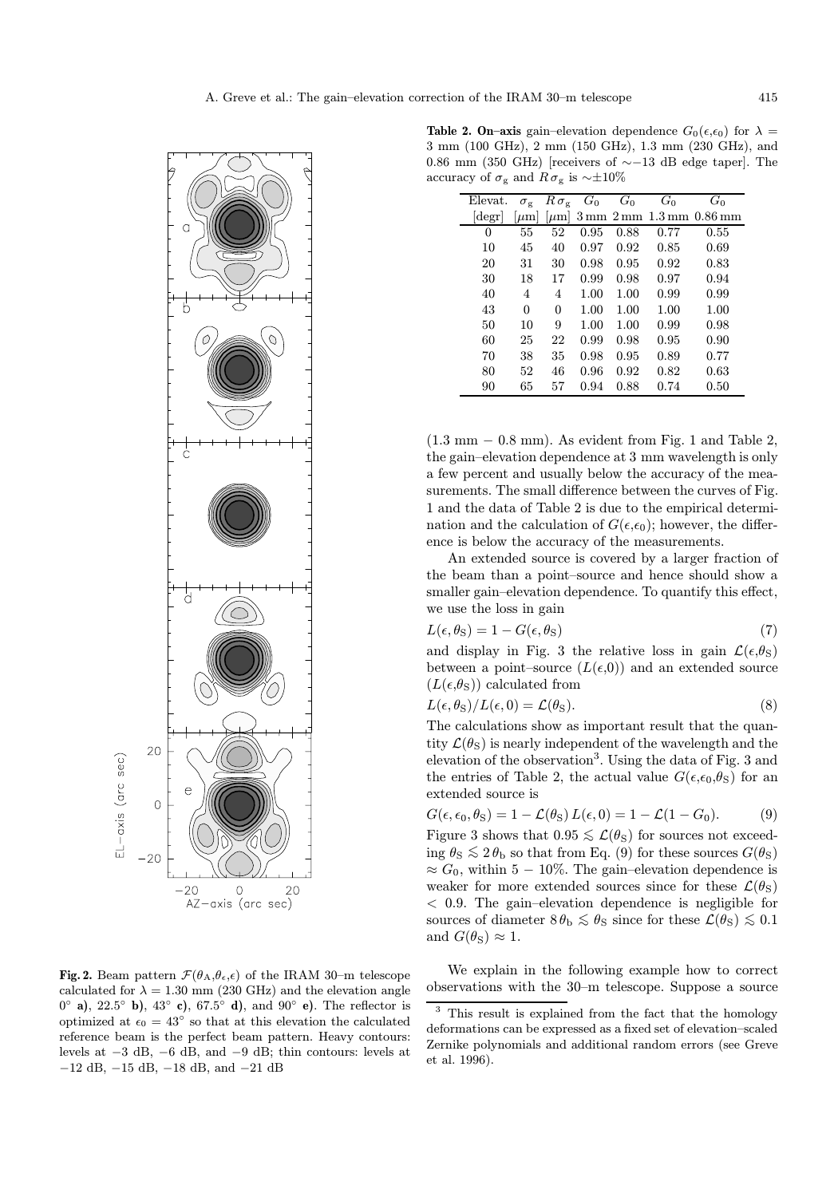**Fig. 2.** Beam pattern $\mathcal{F}(\theta_A,\theta_\epsilon,\epsilon)$ of the IRAM 30–m telescope calculated for $\lambda = 1.30$ mm (230 GHz) and the elevation angle 0° **a)**, 22.5° **b)**, 43° **c)**, 67.5° **d)**, and 90° **e)**. The reflector is optimized at $\epsilon_0 = 43°$ so that at this elevation the calculated reference beam is the perfect beam pattern. Heavy contours: levels at −3 dB, −6 dB, and −9 dB; thin contours: levels at −12 dB, −15 dB, −18 dB, and −21 dB

**Table 2. On–axis** gain–elevation dependence $G_0(\epsilon,\epsilon_0)$ for $\lambda$ = 3 mm (100 GHz), 2 mm (150 GHz), 1.3 mm (230 GHz), and 0.86 mm (350 GHz) [receivers of ∼−13 dB edge taper]. The accuracy of $\sigma_g$ and $R\,\sigma_g$ is ∼±10%

| Elevat. [degr] | $\sigma_g$ [$\mu$m] | $R\,\sigma_g$ [$\mu$m] | $G_0$ 3 mm | $G_0$ 2 mm | $G_0$ 1.3 mm | $G_0$ 0.86 mm |
|---|---|---|---|---|---|---|
| 0 | 55 | 52 | 0.95 | 0.88 | 0.77 | 0.55 |
| 10 | 45 | 40 | 0.97 | 0.92 | 0.85 | 0.69 |
| 20 | 31 | 30 | 0.98 | 0.95 | 0.92 | 0.83 |
| 30 | 18 | 17 | 0.99 | 0.98 | 0.97 | 0.94 |
| 40 | 4 | 4 | 1.00 | 1.00 | 0.99 | 0.99 |
| 43 | 0 | 0 | 1.00 | 1.00 | 1.00 | 1.00 |
| 50 | 10 | 9 | 1.00 | 1.00 | 0.99 | 0.98 |
| 60 | 25 | 22 | 0.99 | 0.98 | 0.95 | 0.90 |
| 70 | 38 | 35 | 0.98 | 0.95 | 0.89 | 0.77 |
| 80 | 52 | 46 | 0.96 | 0.92 | 0.82 | 0.63 |
| 90 | 65 | 57 | 0.94 | 0.88 | 0.74 | 0.50 |

(1.3 mm − 0.8 mm). As evident from Fig. 1 and Table 2, the gain–elevation dependence at 3 mm wavelength is only a few percent and usually below the accuracy of the measurements. The small difference between the curves of Fig. 1 and the data of Table 2 is due to the empirical determination and the calculation of $G(\epsilon,\epsilon_0)$; however, the difference is below the accuracy of the measurements.

An extended source is covered by a larger fraction of the beam than a point–source and hence should show a smaller gain–elevation dependence. To quantify this effect, we use the loss in gain

$$L(\epsilon, \theta_S) = 1 - G(\epsilon, \theta_S) \tag{7}$$

and display in Fig. 3 the relative loss in gain $\mathcal{L}(\epsilon,\theta_S)$ between a point–source ($L(\epsilon,0)$) and an extended source ($L(\epsilon,\theta_S)$) calculated from

$$L(\epsilon, \theta_S)/L(\epsilon, 0) = \mathcal{L}(\theta_S). \tag{8}$$

The calculations show as important result that the quantity $\mathcal{L}(\theta_S)$ is nearly independent of the wavelength and the elevation of the observation[3]. Using the data of Fig. 3 and the entries of Table 2, the actual value $G(\epsilon,\epsilon_0,\theta_S)$ for an extended source is

$$G(\epsilon, \epsilon_0, \theta_S) = 1 - \mathcal{L}(\theta_S)\,L(\epsilon, 0) = 1 - \mathcal{L}(1 - G_0). \tag{9}$$

Figure 3 shows that $0.95 \lesssim \mathcal{L}(\theta_S)$ for sources not exceeding $\theta_S \lesssim 2\,\theta_b$ so that from Eq. (9) for these sources $G(\theta_S) \approx G_0$, within 5 − 10%. The gain–elevation dependence is weaker for more extended sources since for these $\mathcal{L}(\theta_S) < 0.9$. The gain–elevation dependence is negligible for sources of diameter $8\,\theta_b \lesssim \theta_S$ since for these $\mathcal{L}(\theta_S) \lesssim 0.1$ and $G(\theta_S) \approx 1$.

We explain in the following example how to correct observations with the 30–m telescope. Suppose a source

[3] This result is explained from the fact that the homology deformations can be expressed as a fixed set of elevation–scaled Zernike polynomials and additional random errors (see Greve et al. 1996).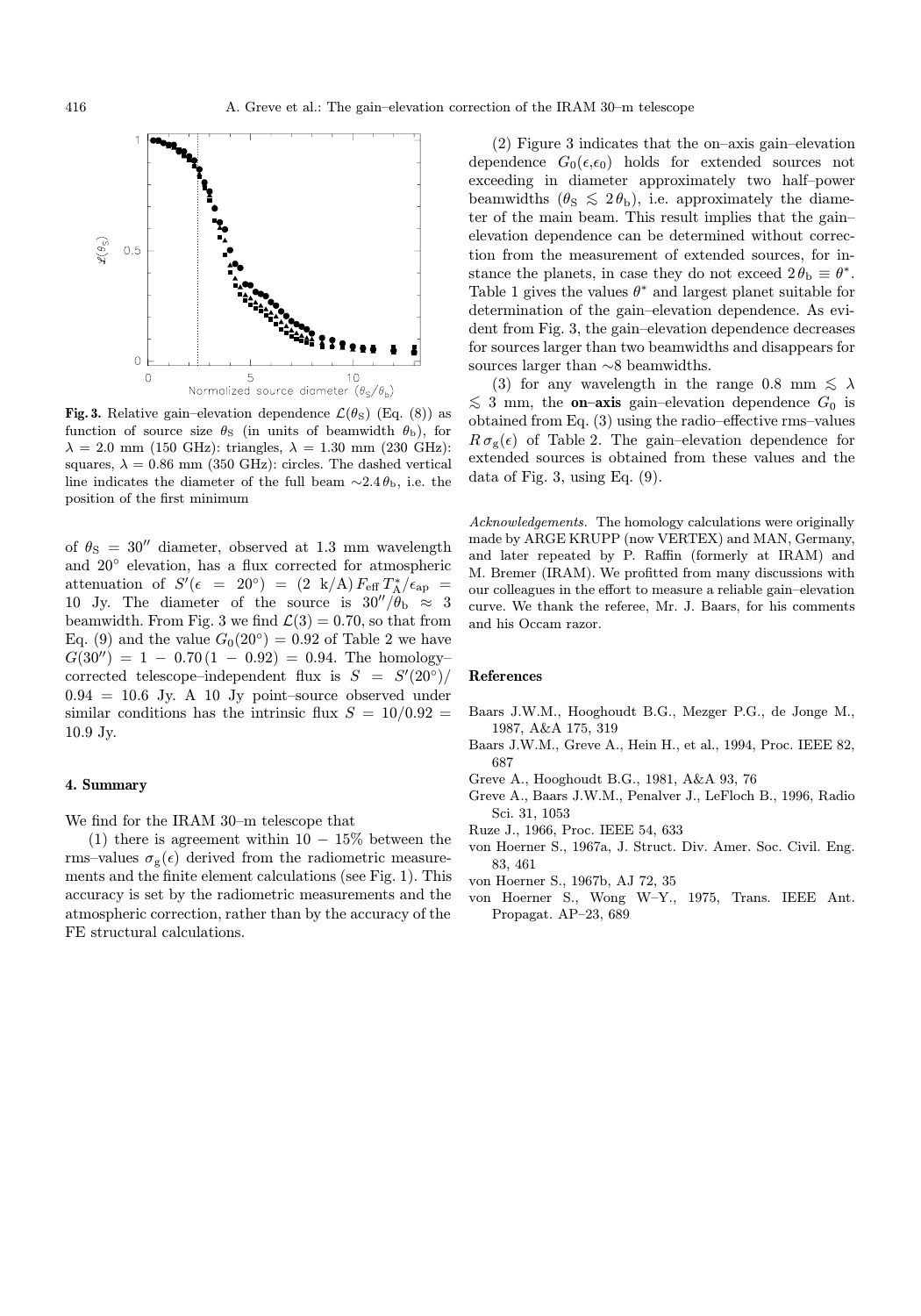1

0.5

0

$\mathcal{L}(\theta_S)$

0 5 10

Normalized source diameter $(\theta_S/\theta_b)$

**Fig. 3.** Relative gain–elevation dependence $\mathcal{L}(\theta_S)$ (Eq. (8)) as function of source size $\theta_S$ (in units of beamwidth $\theta_b$), for $\lambda = 2.0$ mm (150 GHz): triangles, $\lambda = 1.30$ mm (230 GHz): squares, $\lambda = 0.86$ mm (350 GHz): circles. The dashed vertical line indicates the diameter of the full beam $\sim 2.4\,\theta_b$, i.e. the position of the first minimum

of $\theta_S = 30''$ diameter, observed at 1.3 mm wavelength and 20° elevation, has a flux corrected for atmospheric attenuation of $S'(\epsilon = 20°) = (2\ \mathrm{k/A})\,F_{\mathrm{eff}}\,T^*_{\mathrm{A}}/\epsilon_{\mathrm{ap}} = 10$ Jy. The diameter of the source is $30''/\theta_b \approx 3$ beamwidth. From Fig. 3 we find $\mathcal{L}(3) = 0.70$, so that from Eq. (9) and the value $G_0(20°) = 0.92$ of Table 2 we have $G(30'') = 1 - 0.70\,(1 - 0.92) = 0.94$. The homology–corrected telescope–independent flux is $S = S'(20°)/0.94 = 10.6$ Jy. A 10 Jy point–source observed under similar conditions has the intrinsic flux $S = 10/0.92 = 10.9$ Jy.

## 4. Summary

We find for the IRAM 30–m telescope that

(1) there is agreement within 10 − 15% between the rms–values $\sigma_g(\epsilon)$ derived from the radiometric measurements and the finite element calculations (see Fig. 1). This accuracy is set by the radiometric measurements and the atmospheric correction, rather than by the accuracy of the FE structural calculations.

(2) Figure 3 indicates that the on–axis gain–elevation dependence $G_0(\epsilon,\epsilon_0)$ holds for extended sources not exceeding in diameter approximately two half–power beamwidths ($\theta_S \lesssim 2\,\theta_b$), i.e. approximately the diameter of the main beam. This result implies that the gain–elevation dependence can be determined without correction from the measurement of extended sources, for instance the planets, in case they do not exceed $2\,\theta_b \equiv \theta^*$. Table 1 gives the values $\theta^*$ and largest planet suitable for determination of the gain–elevation dependence. As evident from Fig. 3, the gain–elevation dependence decreases for sources larger than two beamwidths and disappears for sources larger than ∼8 beamwidths.

(3) for any wavelength in the range 0.8 mm $\lesssim \lambda \lesssim$ 3 mm, the **on–axis** gain–elevation dependence $G_0$ is obtained from Eq. (3) using the radio–effective rms–values $R\,\sigma_g(\epsilon)$ of Table 2. The gain–elevation dependence for extended sources is obtained from these values and the data of Fig. 3, using Eq. (9).

*Acknowledgements.* The homology calculations were originally made by ARGE KRUPP (now VERTEX) and MAN, Germany, and later repeated by P. Raffin (formerly at IRAM) and M. Bremer (IRAM). We profitted from many discussions with our colleagues in the effort to measure a reliable gain–elevation curve. We thank the referee, Mr. J. Baars, for his comments and his Occam razor.

## References

- Baars J.W.M., Hooghoudt B.G., Mezger P.G., de Jonge M., 1987, A&A 175, 319
- Baars J.W.M., Greve A., Hein H., et al., 1994, Proc. IEEE 82, 687
- Greve A., Hooghoudt B.G., 1981, A&A 93, 76
- Greve A., Baars J.W.M., Penalver J., LeFloch B., 1996, Radio Sci. 31, 1053
- Ruze J., 1966, Proc. IEEE 54, 633
- von Hoerner S., 1967a, J. Struct. Div. Amer. Soc. Civil. Eng. 83, 461
- von Hoerner S., 1967b, AJ 72, 35
- von Hoerner S., Wong W–Y., 1975, Trans. IEEE Ant. Propagat. AP–23, 689